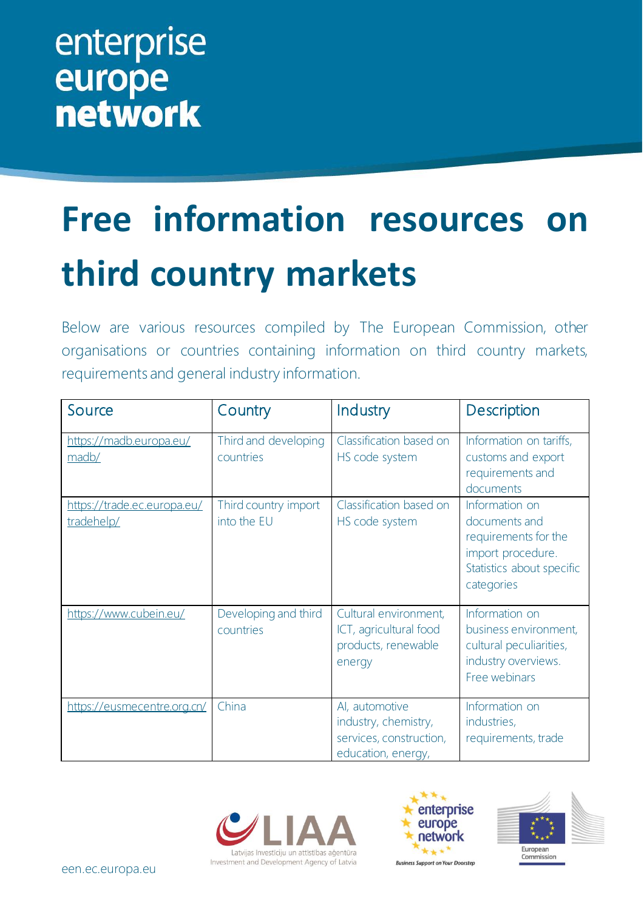# Free information resources on third country markets

Below are various resources compiled by The European Commission, other organisations or countries containing information on third country markets, requirements and general industry information.

| Source | Country | Industry | Description |
|---|---|---|---|
| https://madb.europa.eu/madb/ | Third and developing countries | Classification based on HS code system | Information on tariffs, customs and export requirements and documents |
| https://trade.ec.europa.eu/tradehelp/ | Third country import into the EU | Classification based on HS code system | Information on documents and requirements for the import procedure. Statistics about specific categories |
| https://www.cubein.eu/ | Developing and third countries | Cultural environment, ICT, agricultural food products, renewable energy | Information on business environment, cultural peculiarities, industry overviews. Free webinars |
| https://eusmecentre.org.cn/ | China | AI, automotive industry, chemistry, services, construction, education, energy, | Information on industries, requirements, trade |

een.ec.europa.eu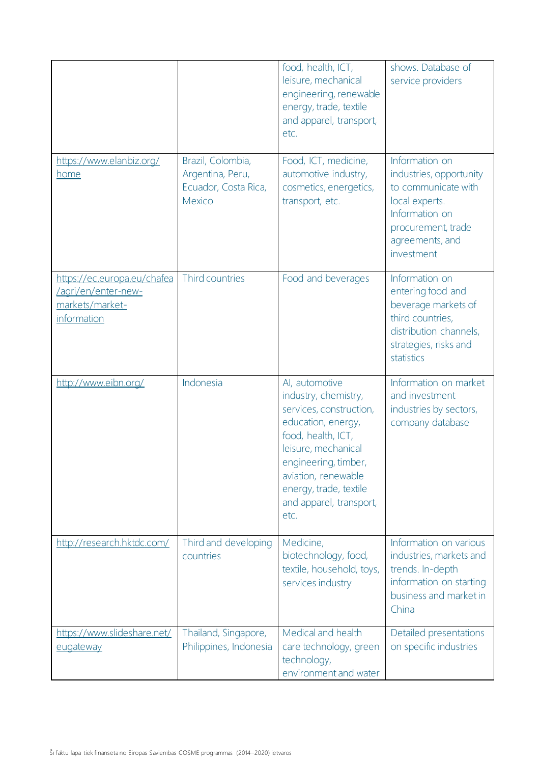| | | | |
|---|---|---|---|
| | | food, health, ICT, leisure, mechanical engineering, renewable energy, trade, textile and apparel, transport, etc. | shows. Database of service providers |
| https://www.elanbiz.org/home | Brazil, Colombia, Argentina, Peru, Ecuador, Costa Rica, Mexico | Food, ICT, medicine, automotive industry, cosmetics, energetics, transport, etc. | Information on industries, opportunity to communicate with local experts. Information on procurement, trade agreements, and investment |
| https://ec.europa.eu/chafea/agri/en/enter-new-markets/market-information | Third countries | Food and beverages | Information on entering food and beverage markets of third countries, distribution channels, strategies, risks and statistics |
| http://www.eibn.org/ | Indonesia | AI, automotive industry, chemistry, services, construction, education, energy, food, health, ICT, leisure, mechanical engineering, timber, aviation, renewable energy, trade, textile and apparel, transport, etc. | Information on market and investment industries by sectors, company database |
| http://research.hktdc.com/ | Third and developing countries | Medicine, biotechnology, food, textile, household, toys, services industry | Information on various industries, markets and trends. In-depth information on starting business and market in China |
| https://www.slideshare.net/eugateway | Thailand, Singapore, Philippines, Indonesia | Medical and health care technology, green technology, environment and water | Detailed presentations on specific industries |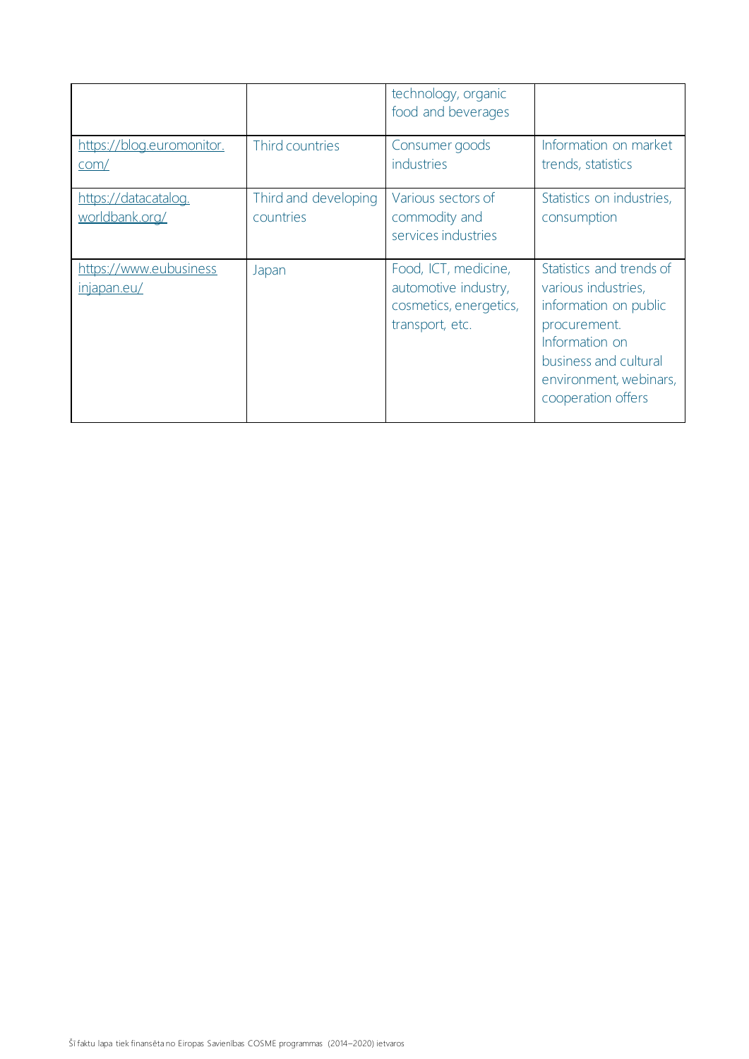| | | | |
|---|---|---|---|
| | | technology, organic food and beverages | |
| https://blog.euromonitor.com/ | Third countries | Consumer goods industries | Information on market trends, statistics |
| https://datacatalog.worldbank.org/ | Third and developing countries | Various sectors of commodity and services industries | Statistics on industries, consumption |
| https://www.eubusinessinjapan.eu/ | Japan | Food, ICT, medicine, automotive industry, cosmetics, energetics, transport, etc. | Statistics and trends of various industries, information on public procurement. Information on business and cultural environment, webinars, cooperation offers |